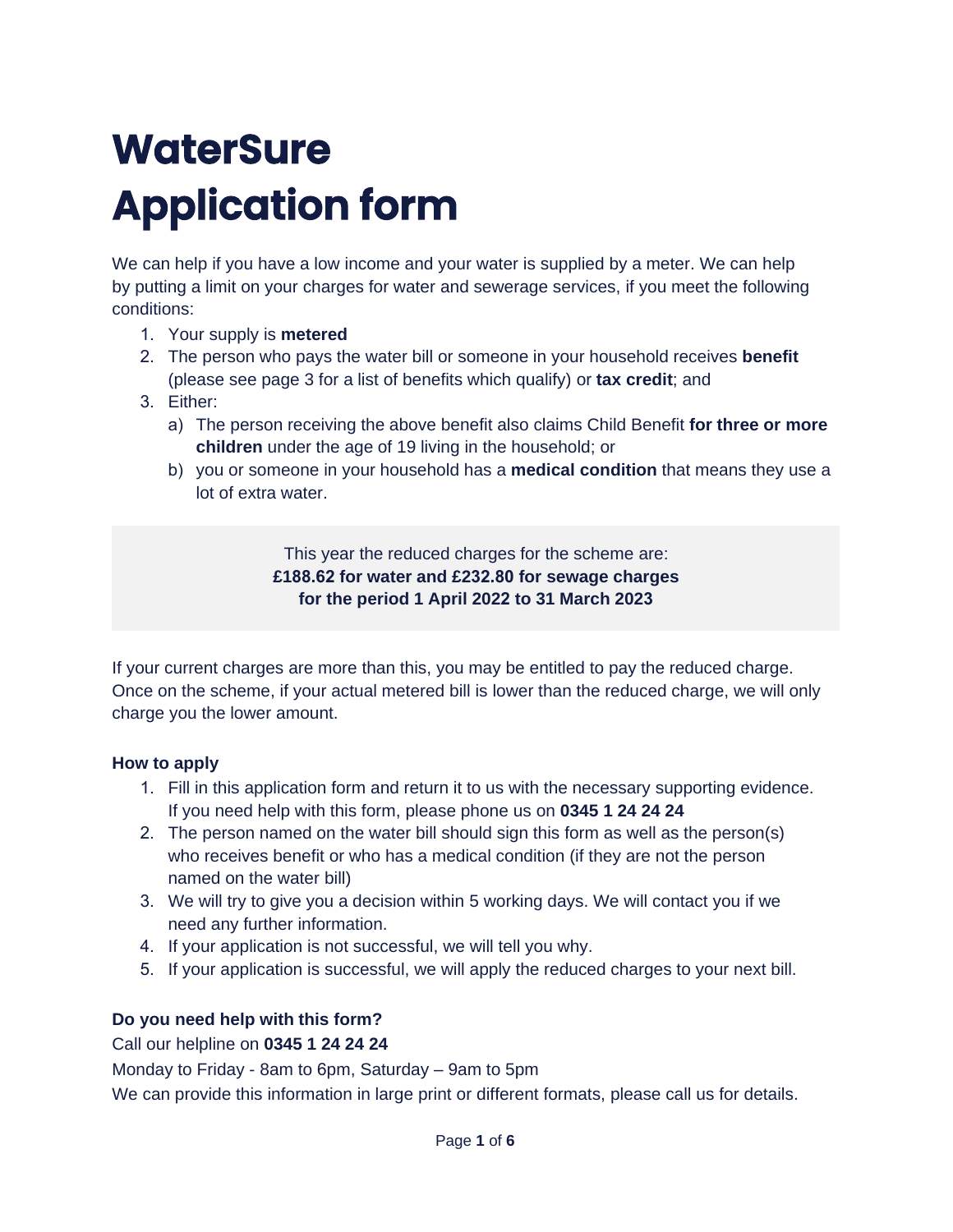# WaterSure Application form

We can help if you have a low income and your water is supplied by a meter. We can help by putting a limit on your charges for water and sewerage services, if you meet the following conditions:

1. Your supply is **metered**
2. The person who pays the water bill or someone in your household receives **benefit** (please see page 3 for a list of benefits which qualify) or **tax credit**; and
3. Either:
   a) The person receiving the above benefit also claims Child Benefit **for three or more children** under the age of 19 living in the household; or
   b) you or someone in your household has a **medical condition** that means they use a lot of extra water.

> This year the reduced charges for the scheme are:
> **£188.62 for water and £232.80 for sewage charges for the period 1 April 2022 to 31 March 2023**

If your current charges are more than this, you may be entitled to pay the reduced charge. Once on the scheme, if your actual metered bill is lower than the reduced charge, we will only charge you the lower amount.

**How to apply**

1. Fill in this application form and return it to us with the necessary supporting evidence. If you need help with this form, please phone us on **0345 1 24 24 24**
2. The person named on the water bill should sign this form as well as the person(s) who receives benefit or who has a medical condition (if they are not the person named on the water bill)
3. We will try to give you a decision within 5 working days. We will contact you if we need any further information.
4. If your application is not successful, we will tell you why.
5. If your application is successful, we will apply the reduced charges to your next bill.

**Do you need help with this form?**

Call our helpline on **0345 1 24 24 24**

Monday to Friday - 8am to 6pm, Saturday – 9am to 5pm

We can provide this information in large print or different formats, please call us for details.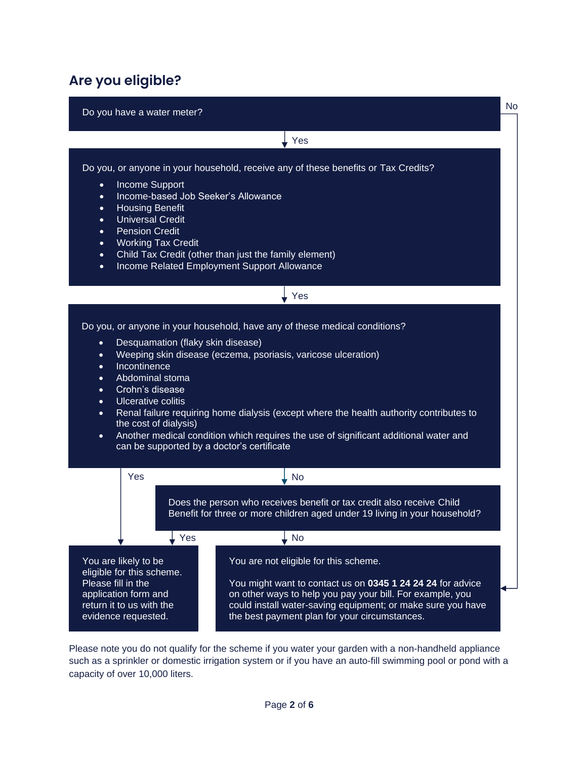## Are you eligible?

**Do you have a water meter?**

- **No** → You are not eligible for this scheme (see below).
- **Yes** → continue.

**Do you, or anyone in your household, receive any of these benefits or Tax Credits?**

- Income Support
- Income-based Job Seeker's Allowance
- Housing Benefit
- Universal Credit
- Pension Credit
- Working Tax Credit
- Child Tax Credit (other than just the family element)
- Income Related Employment Support Allowance

- **Yes** → continue.

**Do you, or anyone in your household, have any of these medical conditions?**

- Desquamation (flaky skin disease)
- Weeping skin disease (eczema, psoriasis, varicose ulceration)
- Incontinence
- Abdominal stoma
- Crohn's disease
- Ulcerative colitis
- Renal failure requiring home dialysis (except where the health authority contributes to the cost of dialysis)
- Another medical condition which requires the use of significant additional water and can be supported by a doctor's certificate

- **Yes** → You are likely to be eligible for this scheme.
- **No** → continue.

**Does the person who receives benefit or tax credit also receive Child Benefit for three or more children aged under 19 living in your household?**

- **Yes** → You are likely to be eligible for this scheme.
- **No** → You are not eligible for this scheme.

**You are likely to be eligible for this scheme.** Please fill in the application form and return it to us with the evidence requested.

**You are not eligible for this scheme.**

You might want to contact us on **0345 1 24 24 24** for advice on other ways to help you pay your bill. For example, you could install water-saving equipment; or make sure you have the best payment plan for your circumstances.

Please note you do not qualify for the scheme if you water your garden with a non-handheld appliance such as a sprinkler or domestic irrigation system or if you have an auto-fill swimming pool or pond with a capacity of over 10,000 liters.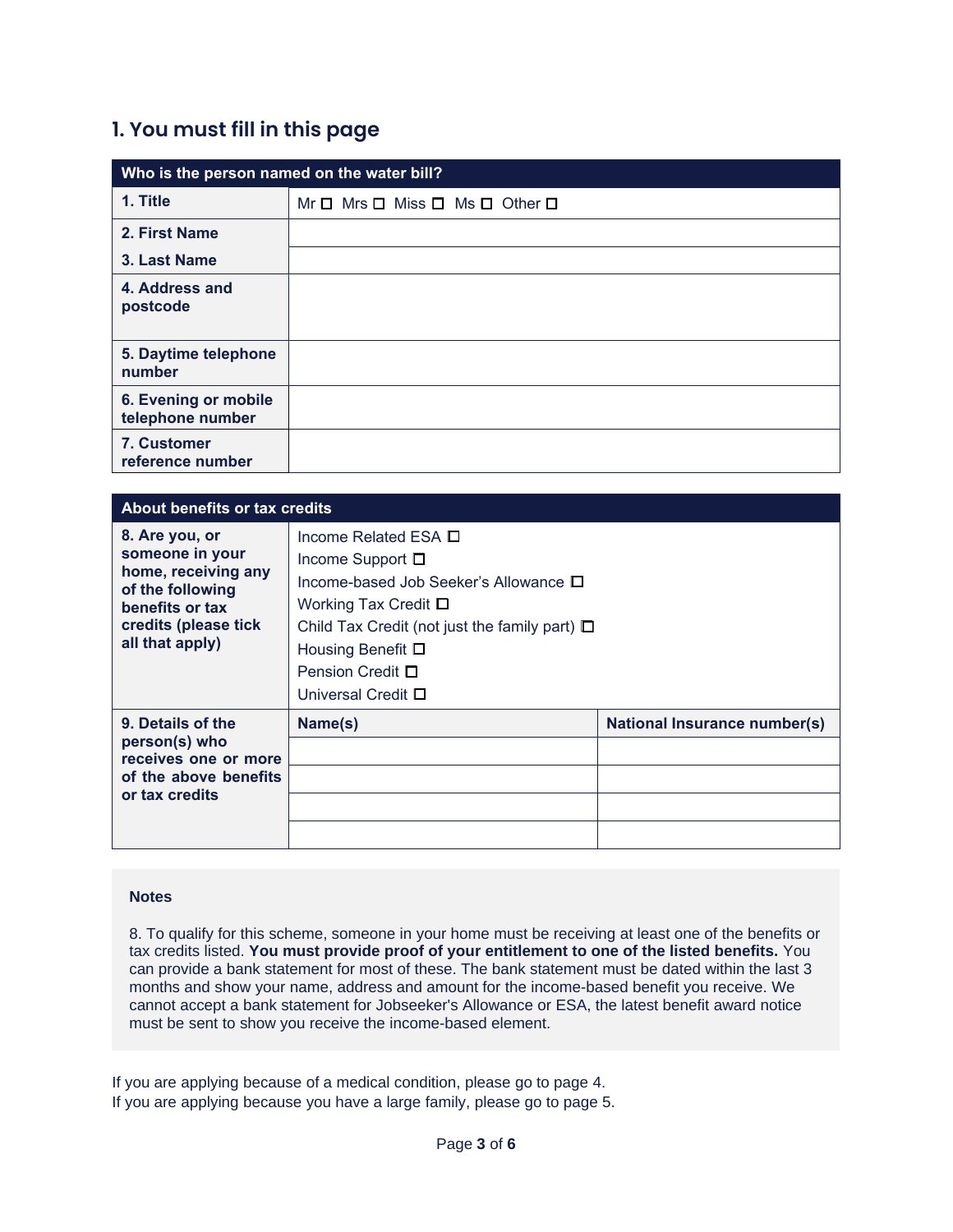## 1. You must fill in this page

| Who is the person named on the water bill? | |
|---|---|
| **1. Title** | Mr ☐ Mrs ☐ Miss ☐ Ms ☐ Other ☐ |
| **2. First Name** | |
| **3. Last Name** | |
| **4. Address and postcode** | |
| **5. Daytime telephone number** | |
| **6. Evening or mobile telephone number** | |
| **7. Customer reference number** | |

| About benefits or tax credits | | |
|---|---|---|
| **8. Are you, or someone in your home, receiving any of the following benefits or tax credits (please tick all that apply)** | Income Related ESA ☐<br>Income Support ☐<br>Income-based Job Seeker's Allowance ☐<br>Working Tax Credit ☐<br>Child Tax Credit (not just the family part) ☐<br>Housing Benefit ☐<br>Pension Credit ☐<br>Universal Credit ☐ | |
| **9. Details of the person(s) who receives one or more of the above benefits or tax credits** | **Name(s)** | **National Insurance number(s)** |
| | | |
| | | |
| | | |
| | | |

**Notes**

8. To qualify for this scheme, someone in your home must be receiving at least one of the benefits or tax credits listed. **You must provide proof of your entitlement to one of the listed benefits.** You can provide a bank statement for most of these. The bank statement must be dated within the last 3 months and show your name, address and amount for the income-based benefit you receive. We cannot accept a bank statement for Jobseeker's Allowance or ESA, the latest benefit award notice must be sent to show you receive the income-based element.

If you are applying because of a medical condition, please go to page 4.
If you are applying because you have a large family, please go to page 5.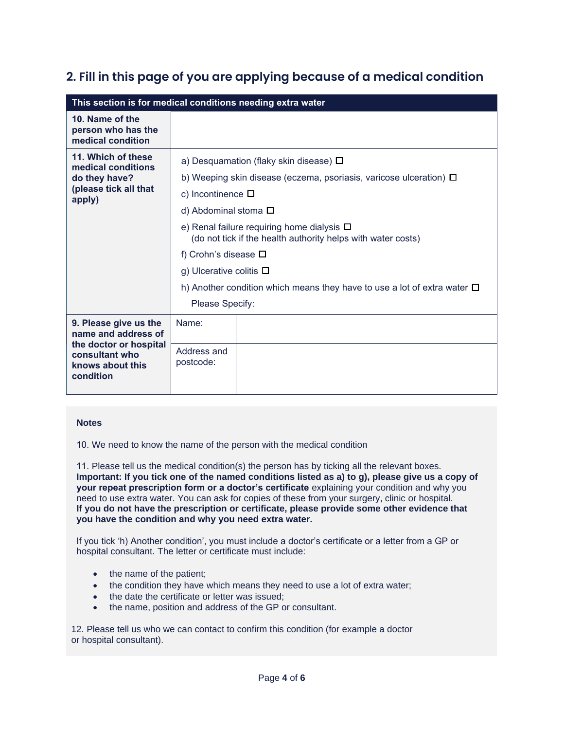## 2. Fill in this page of you are applying because of a medical condition

| This section is for medical conditions needing extra water | | |
|---|---|---|
| **10. Name of the person who has the medical condition** | | |
| **11. Which of these medical conditions do they have? (please tick all that apply)** | a) Desquamation (flaky skin disease) ☐<br>b) Weeping skin disease (eczema, psoriasis, varicose ulceration) ☐<br>c) Incontinence ☐<br>d) Abdominal stoma ☐<br>e) Renal failure requiring home dialysis ☐<br>(do not tick if the health authority helps with water costs)<br>f) Crohn's disease ☐<br>g) Ulcerative colitis ☐<br>h) Another condition which means they have to use a lot of extra water ☐<br>Please Specify: | |
| **9. Please give us the name and address of the doctor or hospital consultant who knows about this condition** | Name: | |
| | Address and postcode: | |

**Notes**

10. We need to know the name of the person with the medical condition

11. Please tell us the medical condition(s) the person has by ticking all the relevant boxes. **Important: If you tick one of the named conditions listed as a) to g), please give us a copy of your repeat prescription form or a doctor's certificate** explaining your condition and why you need to use extra water. You can ask for copies of these from your surgery, clinic or hospital. **If you do not have the prescription or certificate, please provide some other evidence that you have the condition and why you need extra water.**

If you tick 'h) Another condition', you must include a doctor's certificate or a letter from a GP or hospital consultant. The letter or certificate must include:

- the name of the patient;
- the condition they have which means they need to use a lot of extra water;
- the date the certificate or letter was issued;
- the name, position and address of the GP or consultant.

12. Please tell us who we can contact to confirm this condition (for example a doctor or hospital consultant).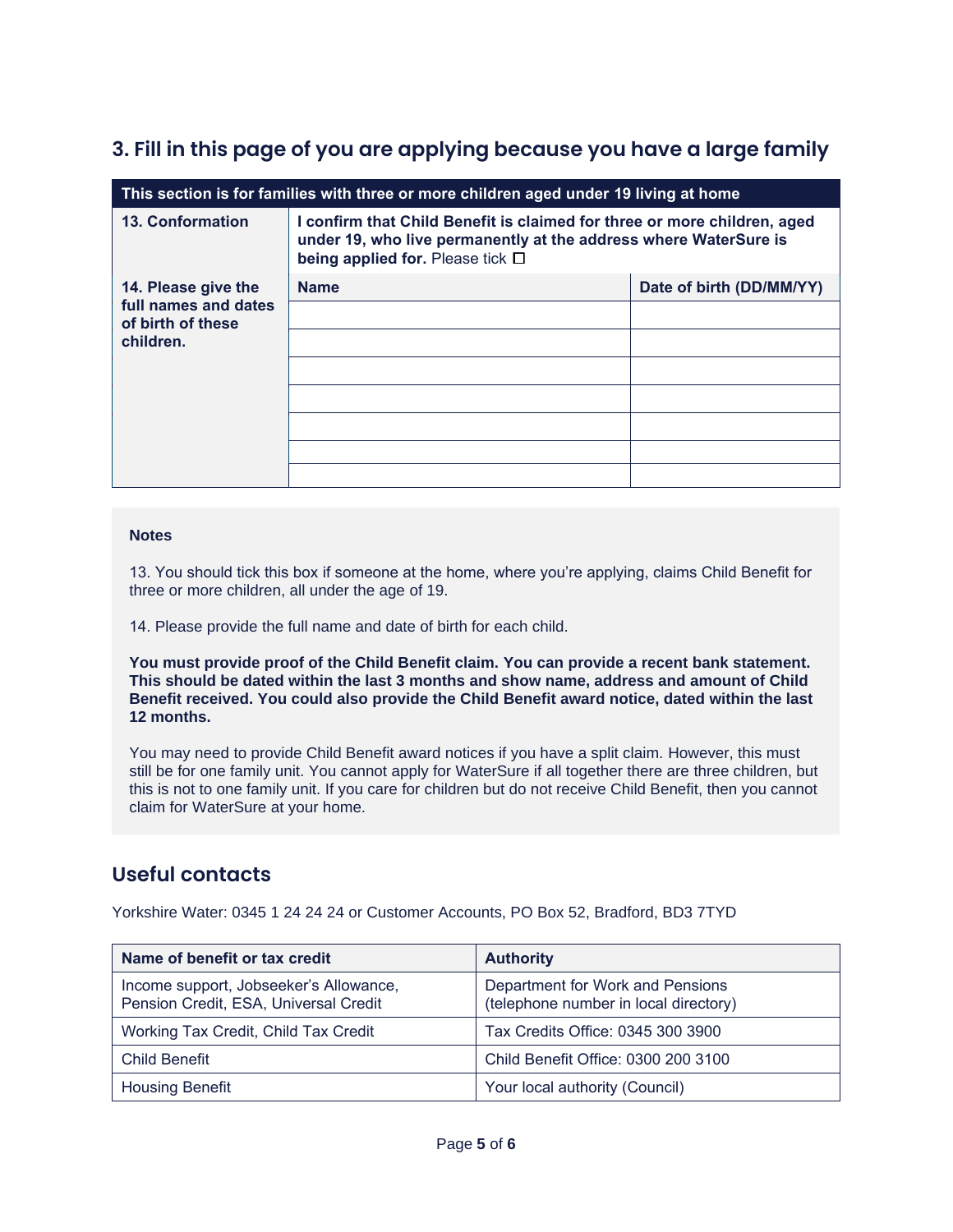## 3. Fill in this page of you are applying because you have a large family

| This section is for families with three or more children aged under 19 living at home | | |
|---|---|---|
| **13. Conformation** | **I confirm that Child Benefit is claimed for three or more children, aged under 19, who live permanently at the address where WaterSure is being applied for.** Please tick ☐ | |
| **14. Please give the full names and dates of birth of these children.** | **Name** | **Date of birth (DD/MM/YY)** |
| | | |
| | | |
| | | |
| | | |
| | | |
| | | |
| | | |

**Notes**

13. You should tick this box if someone at the home, where you're applying, claims Child Benefit for three or more children, all under the age of 19.

14. Please provide the full name and date of birth for each child.

**You must provide proof of the Child Benefit claim. You can provide a recent bank statement. This should be dated within the last 3 months and show name, address and amount of Child Benefit received. You could also provide the Child Benefit award notice, dated within the last 12 months.**

You may need to provide Child Benefit award notices if you have a split claim. However, this must still be for one family unit. You cannot apply for WaterSure if all together there are three children, but this is not to one family unit. If you care for children but do not receive Child Benefit, then you cannot claim for WaterSure at your home.

## Useful contacts

Yorkshire Water: 0345 1 24 24 24 or Customer Accounts, PO Box 52, Bradford, BD3 7TYD

| Name of benefit or tax credit | Authority |
|---|---|
| Income support, Jobseeker's Allowance, Pension Credit, ESA, Universal Credit | Department for Work and Pensions (telephone number in local directory) |
| Working Tax Credit, Child Tax Credit | Tax Credits Office: 0345 300 3900 |
| Child Benefit | Child Benefit Office: 0300 200 3100 |
| Housing Benefit | Your local authority (Council) |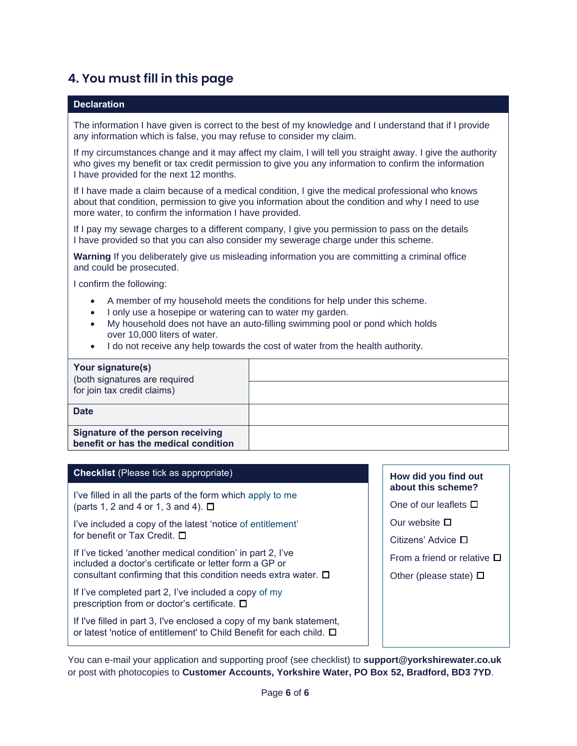## 4. You must fill in this page

**Declaration**

The information I have given is correct to the best of my knowledge and I understand that if I provide any information which is false, you may refuse to consider my claim.

If my circumstances change and it may affect my claim, I will tell you straight away. I give the authority who gives my benefit or tax credit permission to give you any information to confirm the information I have provided for the next 12 months.

If I have made a claim because of a medical condition, I give the medical professional who knows about that condition, permission to give you information about the condition and why I need to use more water, to confirm the information I have provided.

If I pay my sewage charges to a different company, I give you permission to pass on the details I have provided so that you can also consider my sewerage charge under this scheme.

**Warning** If you deliberately give us misleading information you are committing a criminal office and could be prosecuted.

I confirm the following:

- A member of my household meets the conditions for help under this scheme.
- I only use a hosepipe or watering can to water my garden.
- My household does not have an auto-filling swimming pool or pond which holds over 10,000 liters of water.
- I do not receive any help towards the cost of water from the health authority.

| | |
|---|---|
| **Your signature(s)** (both signatures are required for join tax credit claims) | |
| | |
| **Date** | |
| **Signature of the person receiving benefit or has the medical condition** | |

**Checklist** (Please tick as appropriate)

I've filled in all the parts of the form which apply to me (parts 1, 2 and 4 or 1, 3 and 4). ☐

I've included a copy of the latest 'notice of entitlement' for benefit or Tax Credit. ☐

If I've ticked 'another medical condition' in part 2, I've included a doctor's certificate or letter form a GP or consultant confirming that this condition needs extra water. ☐

If I've completed part 2, I've included a copy of my prescription from or doctor's certificate. ☐

If I've filled in part 3, I've enclosed a copy of my bank statement, or latest 'notice of entitlement' to Child Benefit for each child. ☐

**How did you find out about this scheme?**

One of our leaflets ☐

Our website ☐

Citizens' Advice ☐

From a friend or relative ☐

Other (please state) ☐

You can e-mail your application and supporting proof (see checklist) to **support@yorkshirewater.co.uk** or post with photocopies to **Customer Accounts, Yorkshire Water, PO Box 52, Bradford, BD3 7YD**.